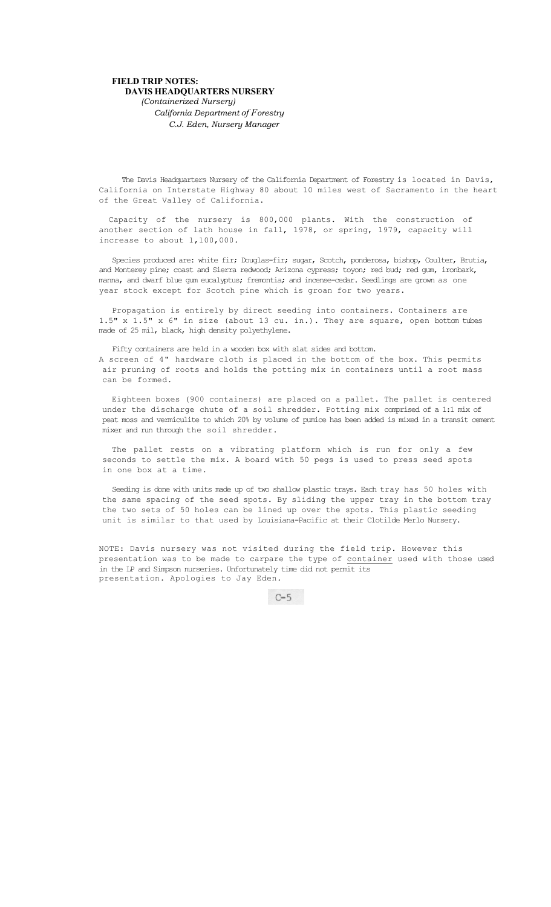**FIELD TRIP NOTES:**
**DAVIS HEADQUARTERS NURSERY**
*(Containerized Nursery)*
*California Department of Forestry*
*C.J. Eden, Nursery Manager*

The Davis Headquarters Nursery of the California Department of Forestry is located in Davis, California on Interstate Highway 80 about 10 miles west of Sacramento in the heart of the Great Valley of California.

Capacity of the nursery is 800,000 plants. With the construction of another section of lath house in fall, 1978, or spring, 1979, capacity will increase to about 1,100,000.

Species produced are: white fir; Douglas-fir; sugar, Scotch, ponderosa, bishop, Coulter, Brutia, and Monterey pine; coast and Sierra redwood; Arizona cypress; toyon; red bud; red gum, ironbark, manna, and dwarf blue gum eucalyptus; fremontia; and incense-cedar. Seedlings are grown as one year stock except for Scotch pine which is groan for two years.

Propagation is entirely by direct seeding into containers. Containers are 1.5" x 1.5" x 6" in size (about 13 cu. in.). They are square, open bottom tubes made of 25 mil, black, high density polyethylene.

Fifty containers are held in a wooden box with slat sides and bottom. A screen of 4" hardware cloth is placed in the bottom of the box. This permits air pruning of roots and holds the potting mix in containers until a root mass can be formed.

Eighteen boxes (900 containers) are placed on a pallet. The pallet is centered under the discharge chute of a soil shredder. Potting mix comprised of a 1:1 mix of peat moss and vermiculite to which 20% by volume of pumice has been added is mixed in a transit cement mixer and run through the soil shredder.

The pallet rests on a vibrating platform which is run for only a few seconds to settle the mix. A board with 50 pegs is used to press seed spots in one box at a time.

Seeding is done with units made up of two shallow plastic trays. Each tray has 50 holes with the same spacing of the seed spots. By sliding the upper tray in the bottom tray the two sets of 50 holes can be lined up over the spots. This plastic seeding unit is similar to that used by Louisiana-Pacific at their Clotilde Merlo Nursery.

NOTE: Davis nursery was not visited during the field trip. However this presentation was to be made to carpare the type of <u>container</u> used with those used in the LP and Simpson nurseries. Unfortunately time did not permit its presentation. Apologies to Jay Eden.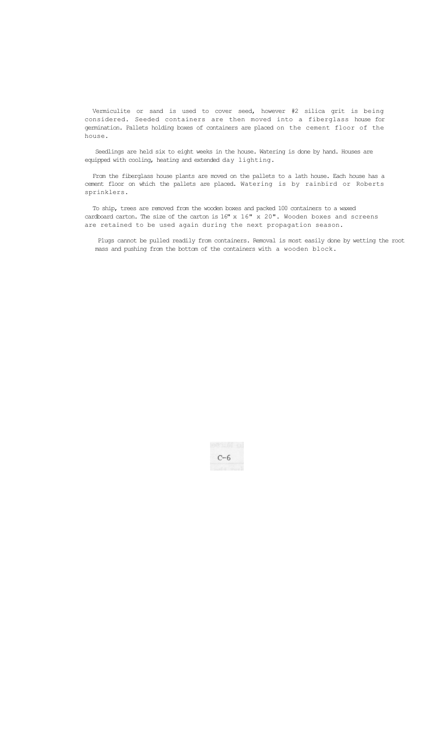Vermiculite or sand is used to cover seed, however #2 silica grit is being considered. Seeded containers are then moved into a fiberglass house for germination. Pallets holding boxes of containers are placed on the cement floor of the house.

Seedlings are held six to eight weeks in the house. Watering is done by hand. Houses are equipped with cooling, heating and extended day lighting.

From the fiberglass house plants are moved on the pallets to a lath house. Each house has a cement floor on which the pallets are placed. Watering is by rainbird or Roberts sprinklers.

To ship, trees are removed from the wooden boxes and packed 100 containers to a waxed cardboard carton. The size of the carton is 16" x 16" x 20". Wooden boxes and screens are retained to be used again during the next propagation season.

Plugs cannot be pulled readily from containers. Removal is most easily done by wetting the root mass and pushing from the bottom of the containers with a wooden block.